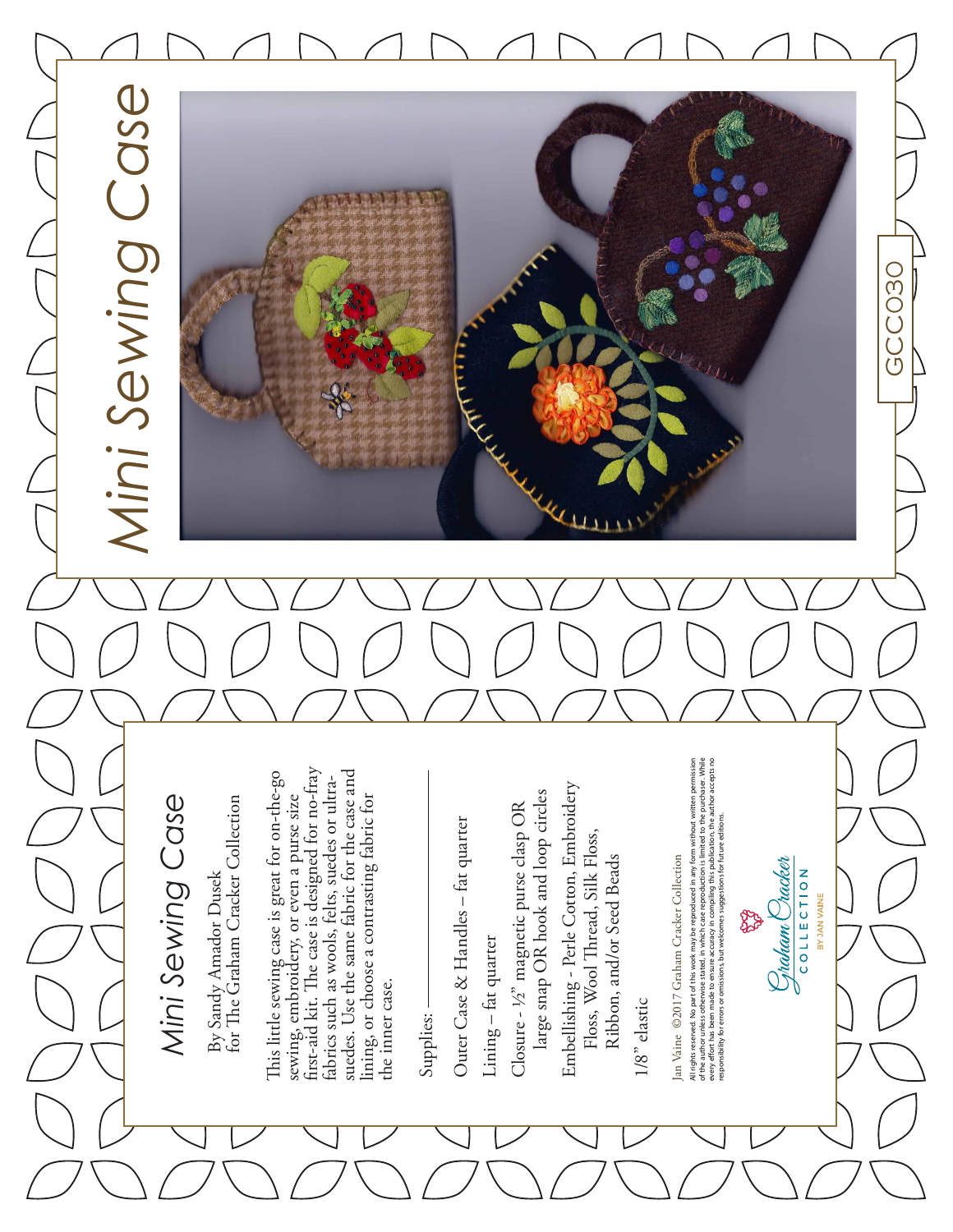# Mini Sewing Case

GCC030

# Mini Sewing Case

By Sandy Amador Dusek
for The Graham Cracker Collection

This little sewing case is great for on-the-go sewing, embroidery, or even a purse size first-aid kit. The case is designed for no-fray fabrics such as wools, felts, suedes or ultra-suedes. Use the same fabric for the case and lining, or choose a contrasting fabric for the inner case.

Supplies:

Outer Case & Handles – fat quarter

Lining – fat quarter

Closure - ½" magnetic purse clasp OR large snap OR hook and loop circles

Embellishing - Perle Cotton, Embroidery Floss, Wool Thread, Silk Floss, Ribbon, and/or Seed Beads

1/8" elastic

Jan Vaine ©2017 Graham Cracker Collection

All rights reserved. No part of this work may be reproduced in any form without written permission of the author unless otherwise stated, in which case reproduction is limited to the purchaser. While every effort has been made to ensure accuracy in compiling this publication the author accepts no responsibility for errors or omissions, but welcomes suggestions for future editions.

Graham Cracker COLLECTION BY JAN VAINE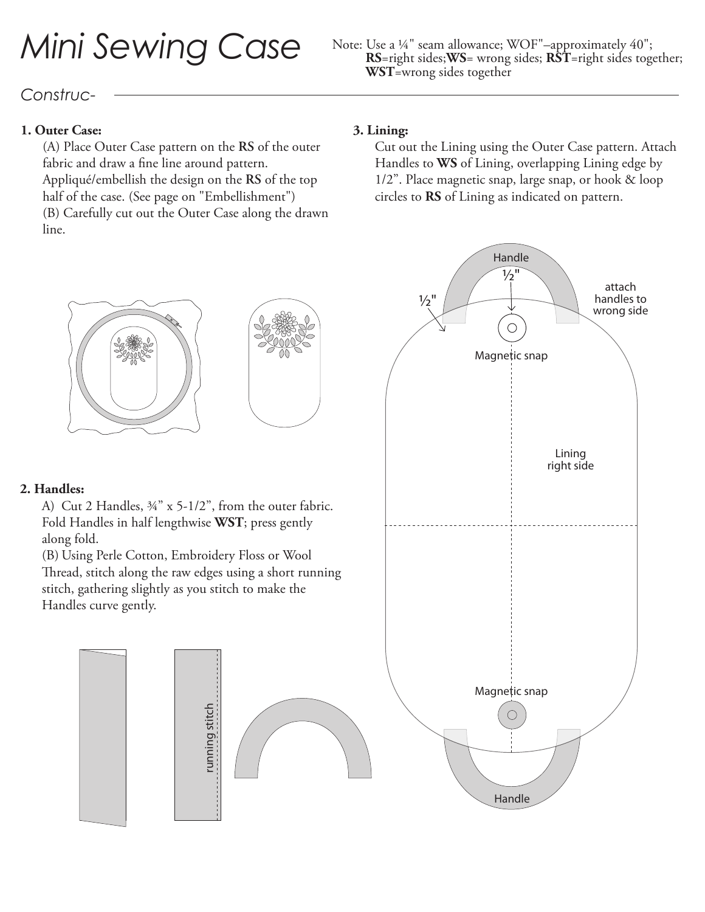# Mini Sewing Case

Note: Use a ¼" seam allowance; WOF"–approximately 40"; **RS**=right sides;**WS**= wrong sides; **RST**=right sides together; **WST**=wrong sides together

*Construc-*

**1. Outer Case:**

(A) Place Outer Case pattern on the **RS** of the outer fabric and draw a fine line around pattern. Appliqué/embellish the design on the **RS** of the top half of the case. (See page on "Embellishment")
(B) Carefully cut out the Outer Case along the drawn line.

**2. Handles:**

A) Cut 2 Handles, ¾" x 5-1/2", from the outer fabric. Fold Handles in half lengthwise **WST**; press gently along fold.
(B) Using Perle Cotton, Embroidery Floss or Wool Thread, stitch along the raw edges using a short running stitch, gathering slightly as you stitch to make the Handles curve gently.

running stitch

**3. Lining:**

Cut out the Lining using the Outer Case pattern. Attach Handles to **WS** of Lining, overlapping Lining edge by 1/2". Place magnetic snap, large snap, or hook & loop circles to **RS** of Lining as indicated on pattern.

Handle
½"
½"
attach handles to wrong side
Magnetic snap
Lining right side
Magnetic snap
Handle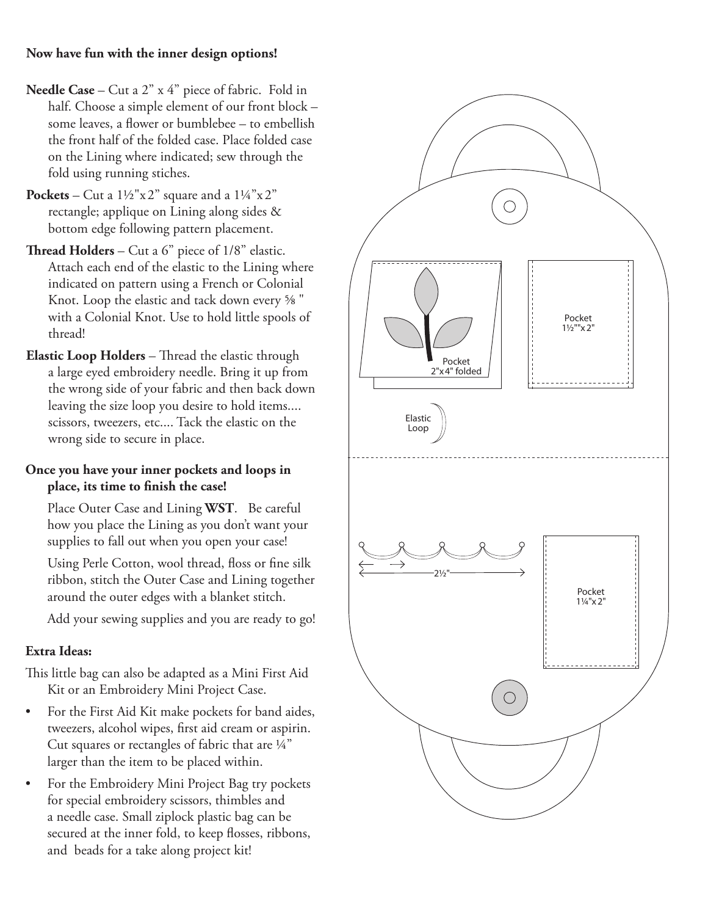**Now have fun with the inner design options!**

**Needle Case** – Cut a 2" x 4" piece of fabric. Fold in half. Choose a simple element of our front block – some leaves, a flower or bumblebee – to embellish the front half of the folded case. Place folded case on the Lining where indicated; sew through the fold using running stiches.

**Pockets** – Cut a 1½"x 2" square and a 1¼"x 2" rectangle; applique on Lining along sides & bottom edge following pattern placement.

**Thread Holders** – Cut a 6" piece of 1/8" elastic. Attach each end of the elastic to the Lining where indicated on pattern using a French or Colonial Knot. Loop the elastic and tack down every ⅝ " with a Colonial Knot. Use to hold little spools of thread!

**Elastic Loop Holders** – Thread the elastic through a large eyed embroidery needle. Bring it up from the wrong side of your fabric and then back down leaving the size loop you desire to hold items.... scissors, tweezers, etc.... Tack the elastic on the wrong side to secure in place.

**Once you have your inner pockets and loops in place, its time to finish the case!**

Place Outer Case and Lining **WST**. Be careful how you place the Lining as you don't want your supplies to fall out when you open your case!

Using Perle Cotton, wool thread, floss or fine silk ribbon, stitch the Outer Case and Lining together around the outer edges with a blanket stitch.

Add your sewing supplies and you are ready to go!

**Extra Ideas:**

This little bag can also be adapted as a Mini First Aid Kit or an Embroidery Mini Project Case.

- For the First Aid Kit make pockets for band aides, tweezers, alcohol wipes, first aid cream or aspirin. Cut squares or rectangles of fabric that are ¼" larger than the item to be placed within.
- For the Embroidery Mini Project Bag try pockets for special embroidery scissors, thimbles and a needle case. Small ziplock plastic bag can be secured at the inner fold, to keep flosses, ribbons, and beads for a take along project kit!

Pocket 2"x4" folded

Pocket 1½""x 2"

Elastic Loop

2½"

Pocket 1¼"x 2"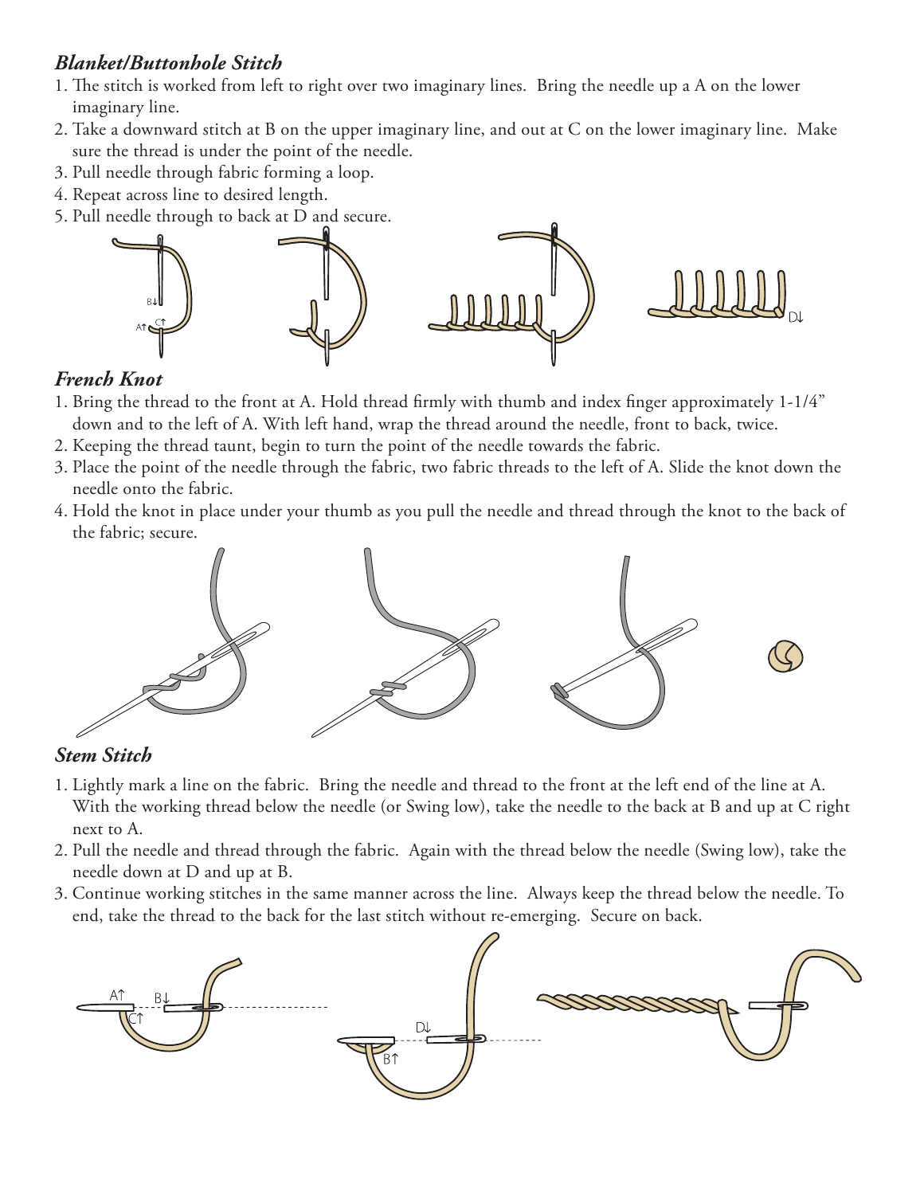### *Blanket/Buttonhole Stitch*

1. The stitch is worked from left to right over two imaginary lines. Bring the needle up a A on the lower imaginary line.
2. Take a downward stitch at B on the upper imaginary line, and out at C on the lower imaginary line. Make sure the thread is under the point of the needle.
3. Pull needle through fabric forming a loop.
4. Repeat across line to desired length.
5. Pull needle through to back at D and secure.

### *French Knot*

1. Bring the thread to the front at A. Hold thread firmly with thumb and index finger approximately 1-1/4" down and to the left of A. With left hand, wrap the thread around the needle, front to back, twice.
2. Keeping the thread taunt, begin to turn the point of the needle towards the fabric.
3. Place the point of the needle through the fabric, two fabric threads to the left of A. Slide the knot down the needle onto the fabric.
4. Hold the knot in place under your thumb as you pull the needle and thread through the knot to the back of the fabric; secure.

### *Stem Stitch*

1. Lightly mark a line on the fabric. Bring the needle and thread to the front at the left end of the line at A. With the working thread below the needle (or Swing low), take the needle to the back at B and up at C right next to A.
2. Pull the needle and thread through the fabric. Again with the thread below the needle (Swing low), take the needle down at D and up at B.
3. Continue working stitches in the same manner across the line. Always keep the thread below the needle. To end, take the thread to the back for the last stitch without re-emerging. Secure on back.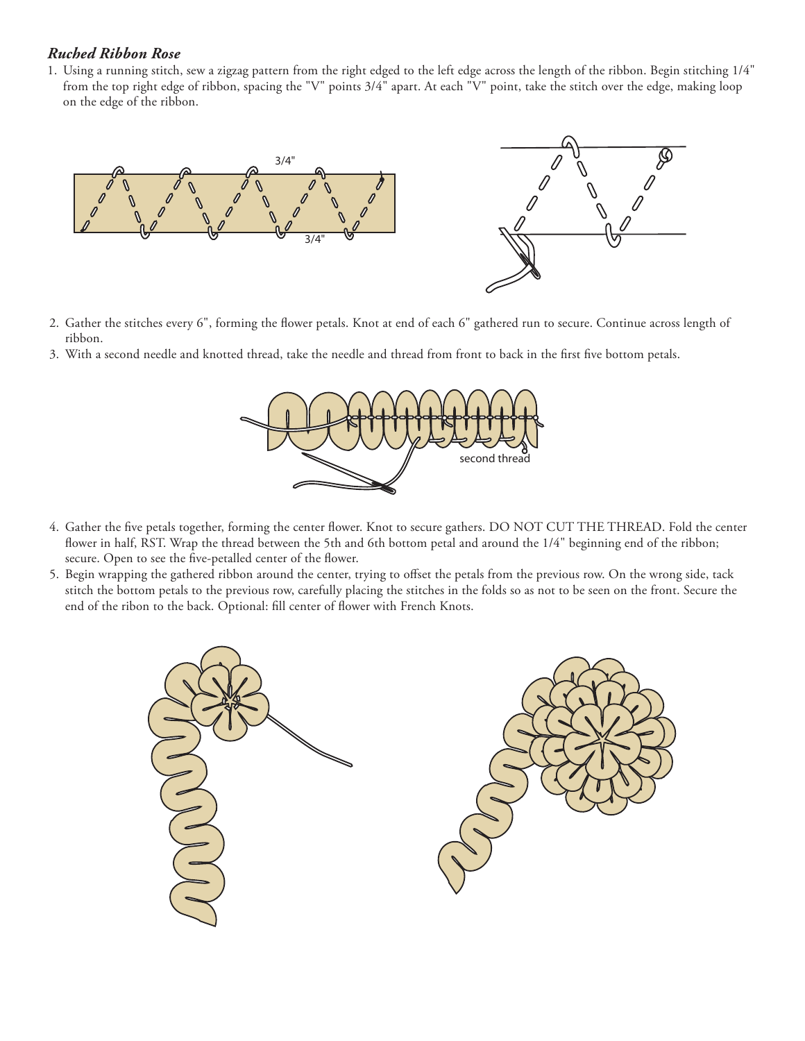***Ruched Ribbon Rose***

1. Using a running stitch, sew a zigzag pattern from the right edged to the left edge across the length of the ribbon. Begin stitching 1/4" from the top right edge of ribbon, spacing the "V" points 3/4" apart. At each "V" point, take the stitch over the edge, making loop on the edge of the ribbon.

2. Gather the stitches every 6", forming the flower petals. Knot at end of each 6" gathered run to secure. Continue across length of ribbon.
3. With a second needle and knotted thread, take the needle and thread from front to back in the first five bottom petals.

4. Gather the five petals together, forming the center flower. Knot to secure gathers. DO NOT CUT THE THREAD. Fold the center flower in half, RST. Wrap the thread between the 5th and 6th bottom petal and around the 1/4" beginning end of the ribbon; secure. Open to see the five-petalled center of the flower.
5. Begin wrapping the gathered ribbon around the center, trying to offset the petals from the previous row. On the wrong side, tack stitch the bottom petals to the previous row, carefully placing the stitches in the folds so as not to be seen on the front. Secure the end of the ribon to the back. Optional: fill center of flower with French Knots.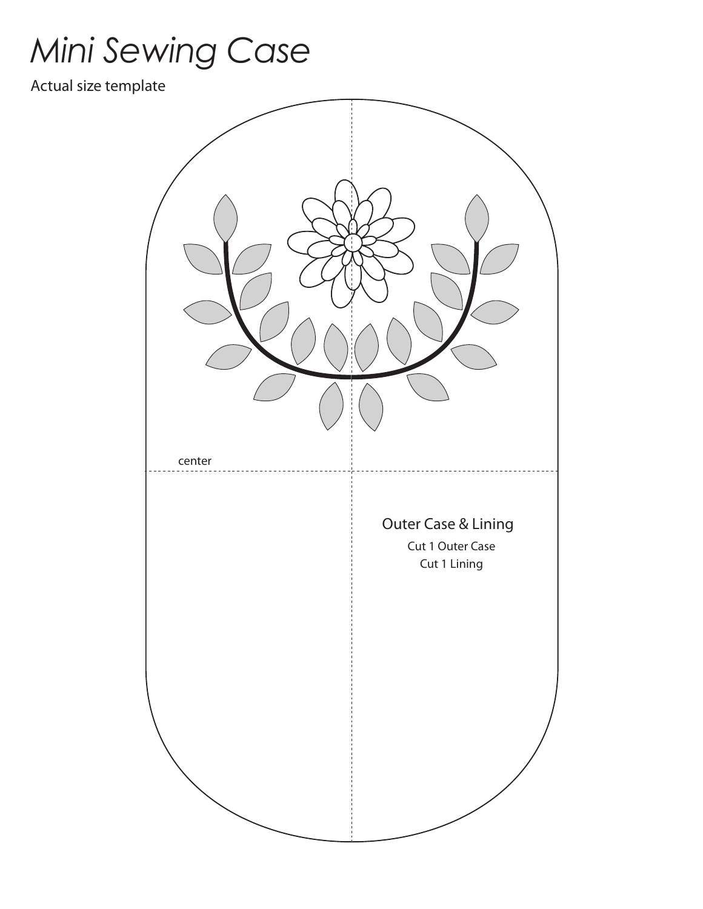# *Mini Sewing Case*

Actual size template

center

Outer Case & Lining

Cut 1 Outer Case

Cut 1 Lining